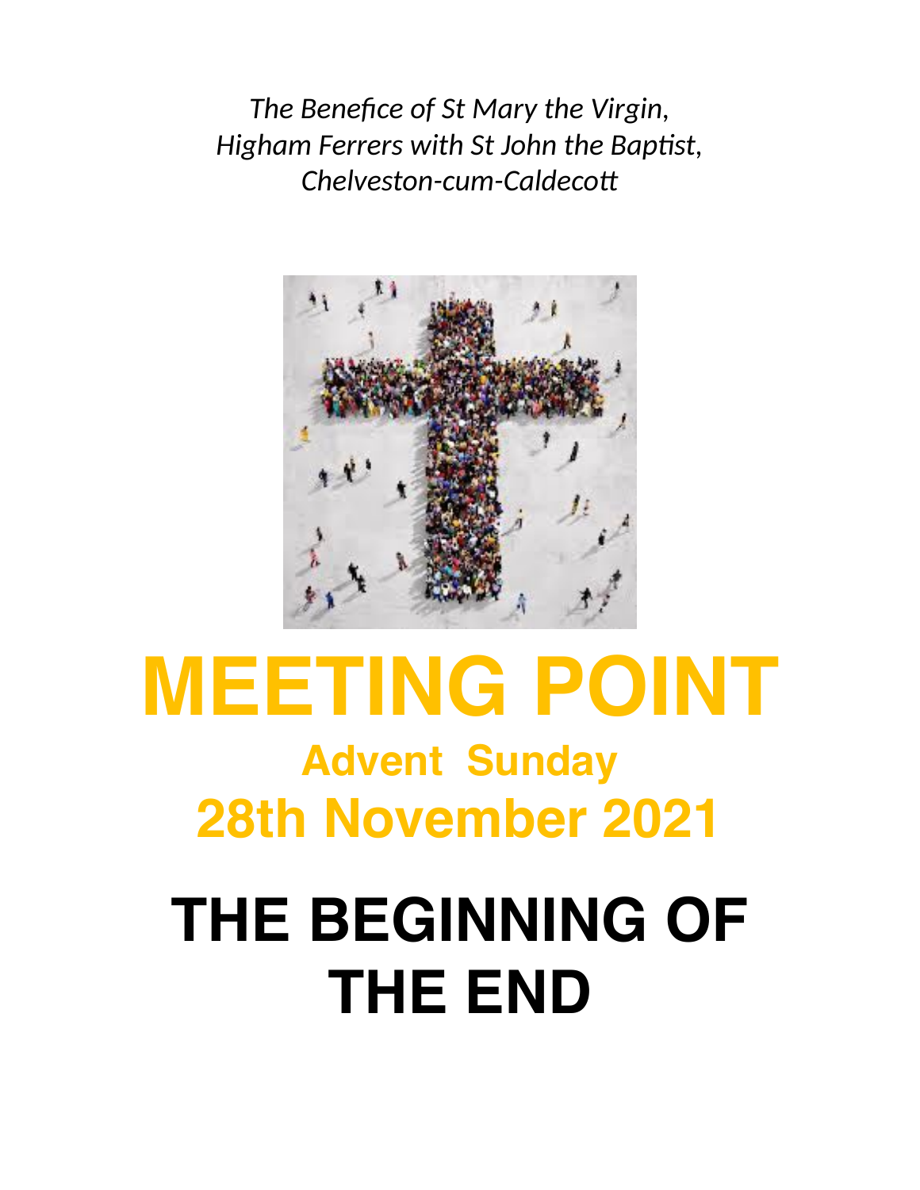*The Benefice of St Mary the Virgin,*
*Higham Ferrers with St John the Baptist,*
*Chelveston-cum-Caldecott*

# MEETING POINT

## Advent Sunday

## 28th November 2021

# THE BEGINNING OF THE END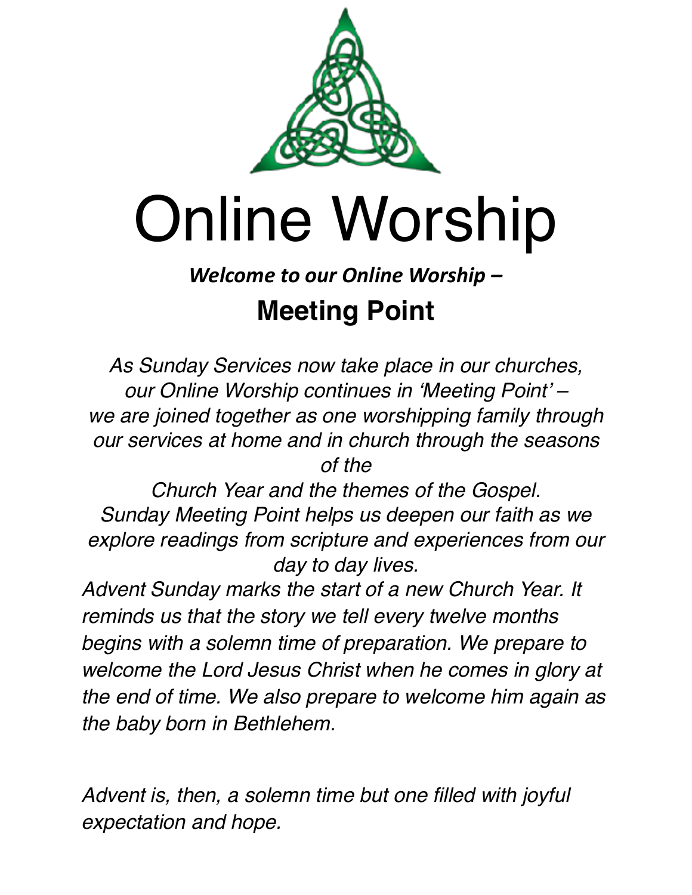# Online Worship

***Welcome to our Online Worship –***

## Meeting Point

*As Sunday Services now take place in our churches, our Online Worship continues in 'Meeting Point' – we are joined together as one worshipping family through our services at home and in church through the seasons of the Church Year and the themes of the Gospel. Sunday Meeting Point helps us deepen our faith as we explore readings from scripture and experiences from our day to day lives.*

*Advent Sunday marks the start of a new Church Year. It reminds us that the story we tell every twelve months begins with a solemn time of preparation. We prepare to welcome the Lord Jesus Christ when he comes in glory at the end of time. We also prepare to welcome him again as the baby born in Bethlehem.*

*Advent is, then, a solemn time but one filled with joyful expectation and hope.*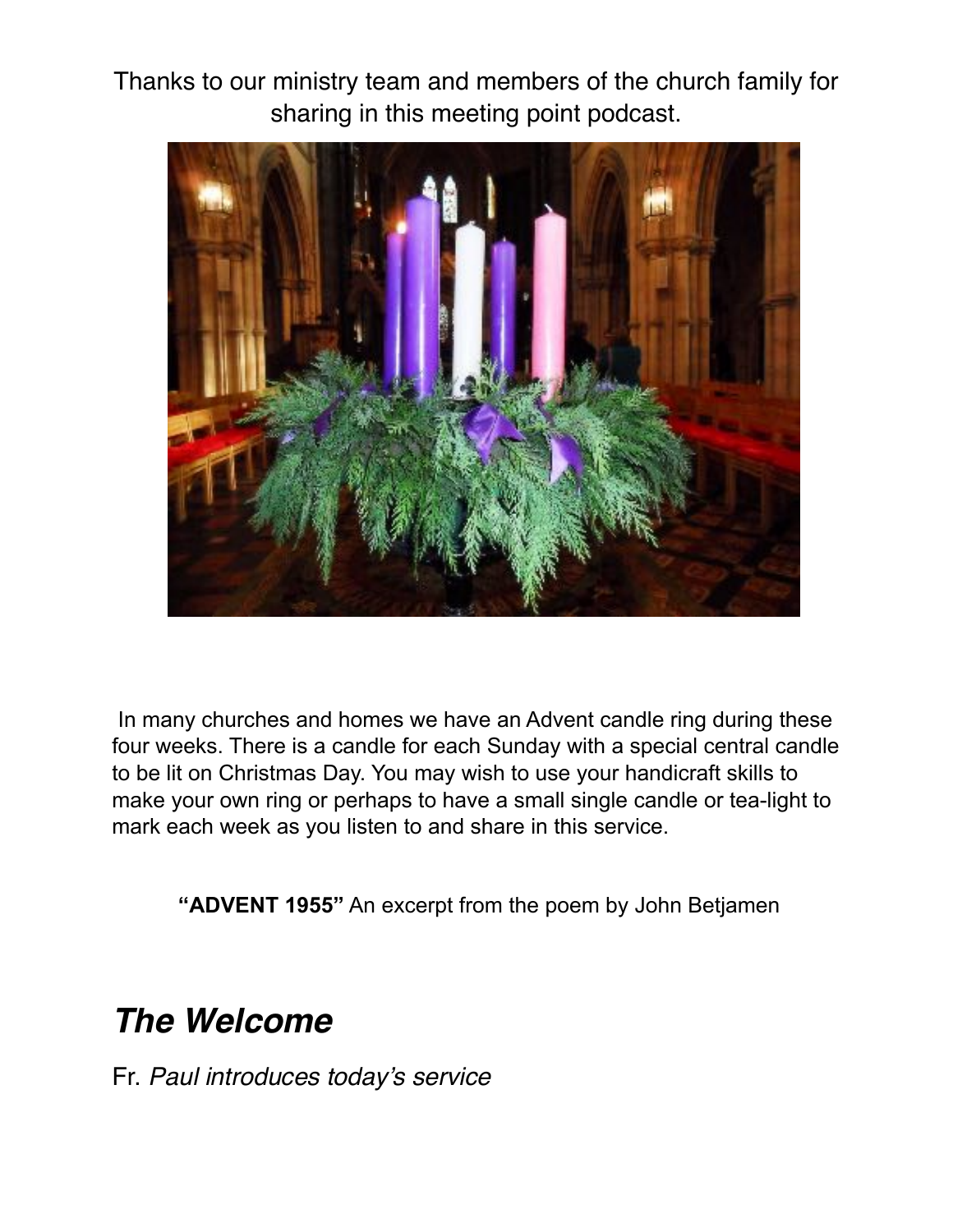Thanks to our ministry team and members of the church family for sharing in this meeting point podcast.

In many churches and homes we have an Advent candle ring during these four weeks. There is a candle for each Sunday with a special central candle to be lit on Christmas Day. You may wish to use your handicraft skills to make your own ring or perhaps to have a small single candle or tea-light to mark each week as you listen to and share in this service.

**"ADVENT 1955"** An excerpt from the poem by John Betjamen

## *The Welcome*

Fr. *Paul introduces today's service*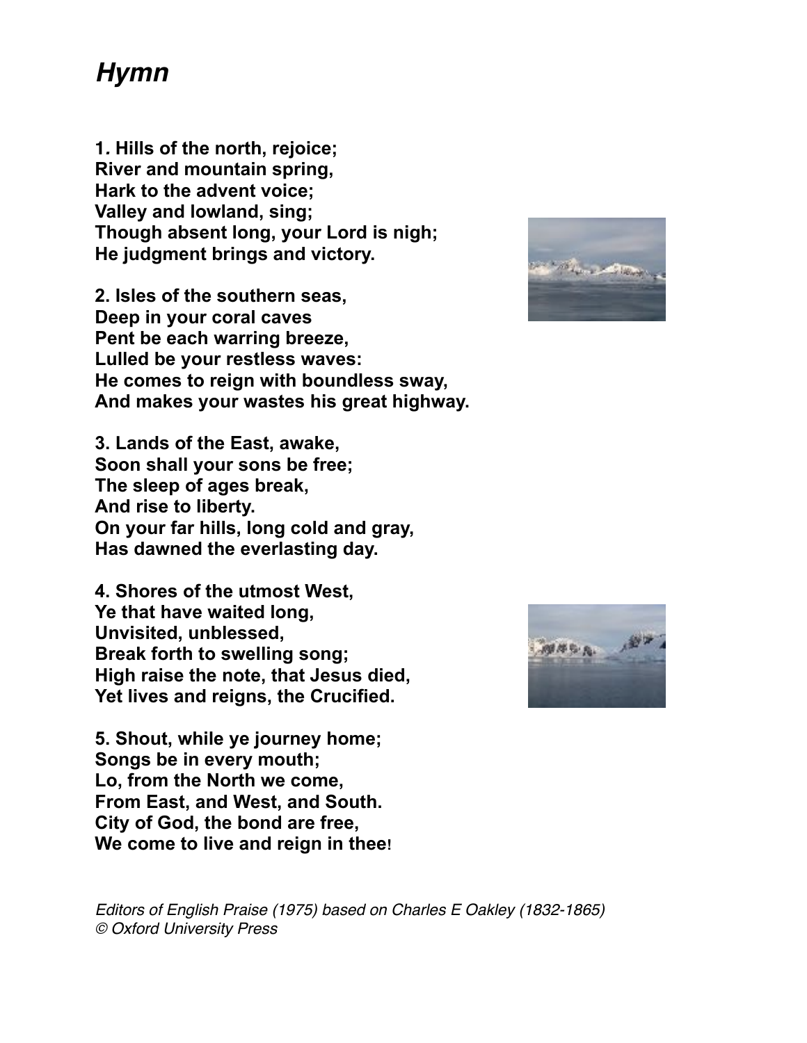# *Hymn*

**1. Hills of the north, rejoice;**
**River and mountain spring,**
**Hark to the advent voice;**
**Valley and lowland, sing;**
**Though absent long, your Lord is nigh;**
**He judgment brings and victory.**

**2. Isles of the southern seas,**
**Deep in your coral caves**
**Pent be each warring breeze,**
**Lulled be your restless waves:**
**He comes to reign with boundless sway,**
**And makes your wastes his great highway.**

**3. Lands of the East, awake,**
**Soon shall your sons be free;**
**The sleep of ages break,**
**And rise to liberty.**
**On your far hills, long cold and gray,**
**Has dawned the everlasting day.**

**4. Shores of the utmost West,**
**Ye that have waited long,**
**Unvisited, unblessed,**
**Break forth to swelling song;**
**High raise the note, that Jesus died,**
**Yet lives and reigns, the Crucified.**

**5. Shout, while ye journey home;**
**Songs be in every mouth;**
**Lo, from the North we come,**
**From East, and West, and South.**
**City of God, the bond are free,**
**We come to live and reign in thee!**

*Editors of English Praise (1975) based on Charles E Oakley (1832-1865)*
*© Oxford University Press*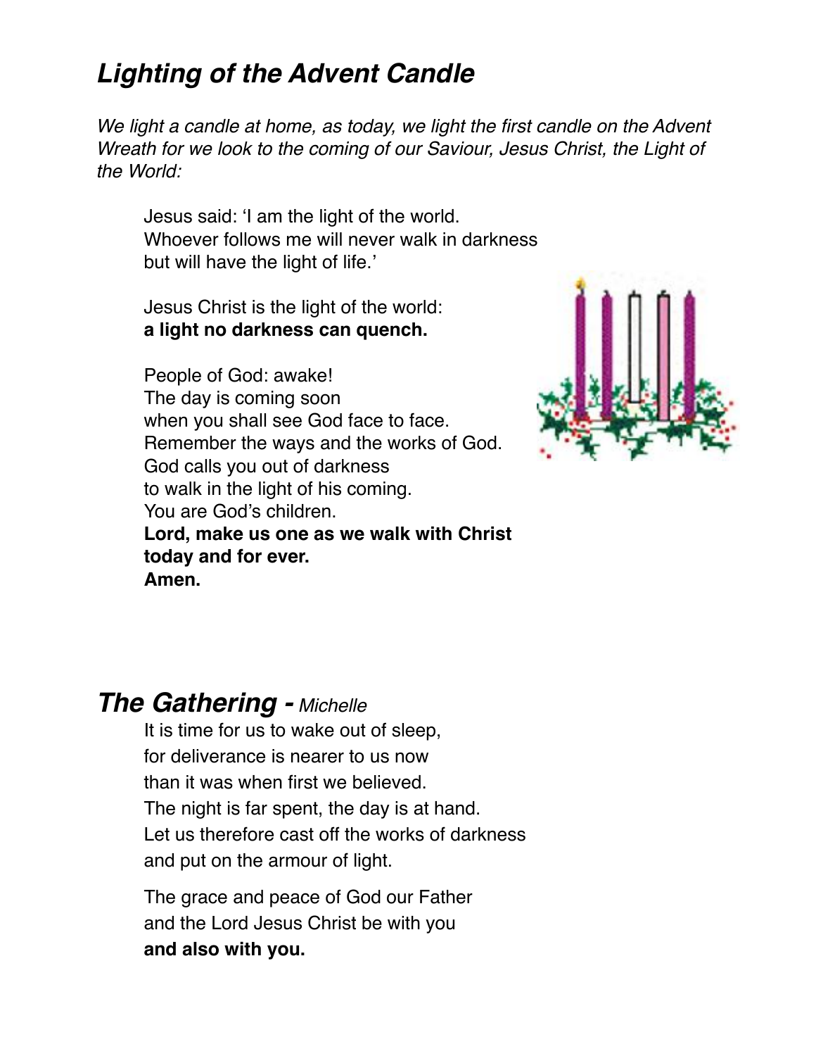## *Lighting of the Advent Candle*

*We light a candle at home, as today, we light the first candle on the Advent Wreath for we look to the coming of our Saviour, Jesus Christ, the Light of the World:*

Jesus said: 'I am the light of the world.
Whoever follows me will never walk in darkness
but will have the light of life.'

Jesus Christ is the light of the world:
**a light no darkness can quench.**

People of God: awake!
The day is coming soon
when you shall see God face to face.
Remember the ways and the works of God.
God calls you out of darkness
to walk in the light of his coming.
You are God's children.
**Lord, make us one as we walk with Christ**
**today and for ever.**
**Amen.**

## *The Gathering - Michelle*

It is time for us to wake out of sleep,
for deliverance is nearer to us now
than it was when first we believed.
The night is far spent, the day is at hand.
Let us therefore cast off the works of darkness
and put on the armour of light.

The grace and peace of God our Father
and the Lord Jesus Christ be with you
**and also with you.**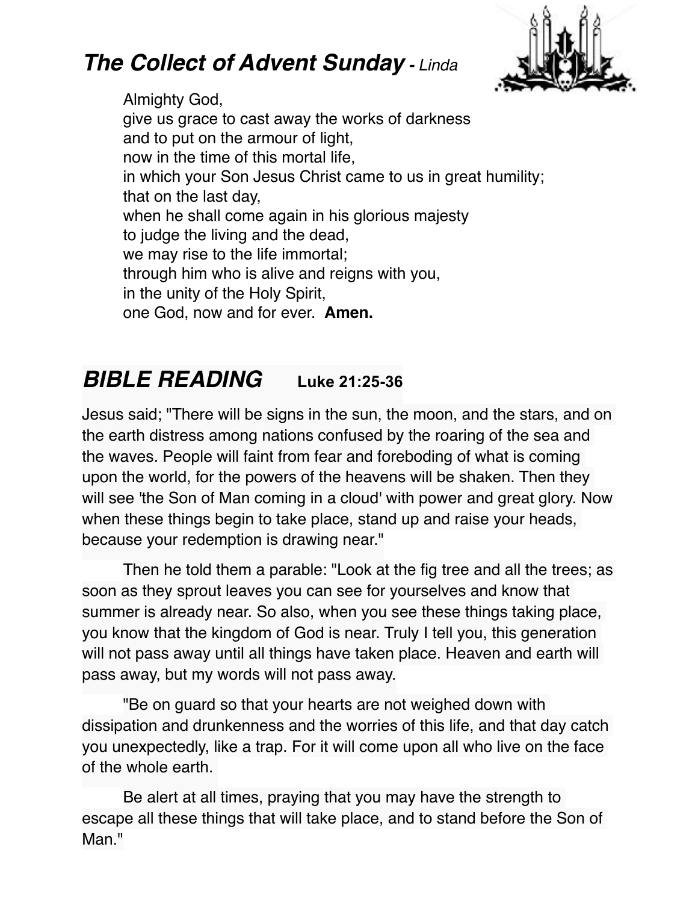## ***The Collect of Advent Sunday*** *- Linda*

Almighty God,
give us grace to cast away the works of darkness
and to put on the armour of light,
now in the time of this mortal life,
in which your Son Jesus Christ came to us in great humility;
that on the last day,
when he shall come again in his glorious majesty
to judge the living and the dead,
we may rise to the life immortal;
through him who is alive and reigns with you,
in the unity of the Holy Spirit,
one God, now and for ever. **Amen.**

## ***BIBLE READING*** **Luke 21:25-36**

Jesus said; "There will be signs in the sun, the moon, and the stars, and on the earth distress among nations confused by the roaring of the sea and the waves. People will faint from fear and foreboding of what is coming upon the world, for the powers of the heavens will be shaken. Then they will see 'the Son of Man coming in a cloud' with power and great glory. Now when these things begin to take place, stand up and raise your heads, because your redemption is drawing near."

Then he told them a parable: "Look at the fig tree and all the trees; as soon as they sprout leaves you can see for yourselves and know that summer is already near. So also, when you see these things taking place, you know that the kingdom of God is near. Truly I tell you, this generation will not pass away until all things have taken place. Heaven and earth will pass away, but my words will not pass away.

"Be on guard so that your hearts are not weighed down with dissipation and drunkenness and the worries of this life, and that day catch you unexpectedly, like a trap. For it will come upon all who live on the face of the whole earth.

Be alert at all times, praying that you may have the strength to escape all these things that will take place, and to stand before the Son of Man."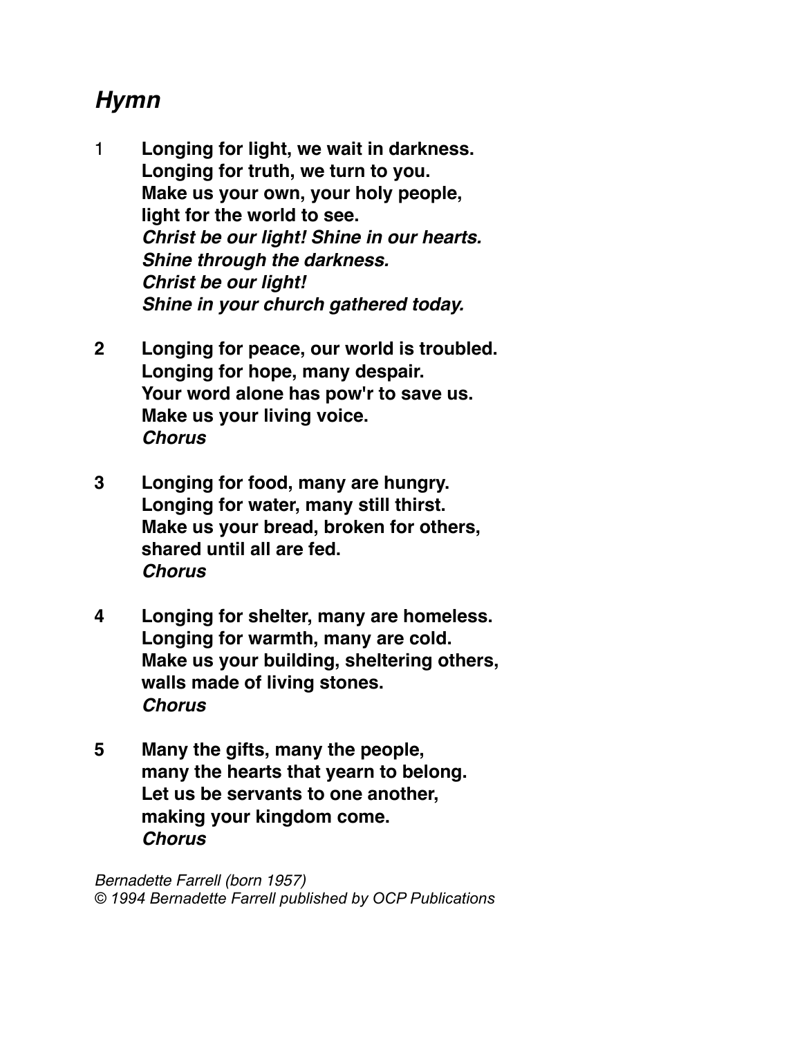## *Hymn*

1 **Longing for light, we wait in darkness.**
**Longing for truth, we turn to you.**
**Make us your own, your holy people,**
**light for the world to see.**
***Christ be our light! Shine in our hearts.***
***Shine through the darkness.***
***Christ be our light!***
***Shine in your church gathered today.***

**2** **Longing for peace, our world is troubled.**
**Longing for hope, many despair.**
**Your word alone has pow'r to save us.**
**Make us your living voice.**
***Chorus***

**3** **Longing for food, many are hungry.**
**Longing for water, many still thirst.**
**Make us your bread, broken for others,**
**shared until all are fed.**
***Chorus***

**4** **Longing for shelter, many are homeless.**
**Longing for warmth, many are cold.**
**Make us your building, sheltering others,**
**walls made of living stones.**
***Chorus***

**5** **Many the gifts, many the people,**
**many the hearts that yearn to belong.**
**Let us be servants to one another,**
**making your kingdom come.**
***Chorus***

*Bernadette Farrell (born 1957)*
*© 1994 Bernadette Farrell published by OCP Publications*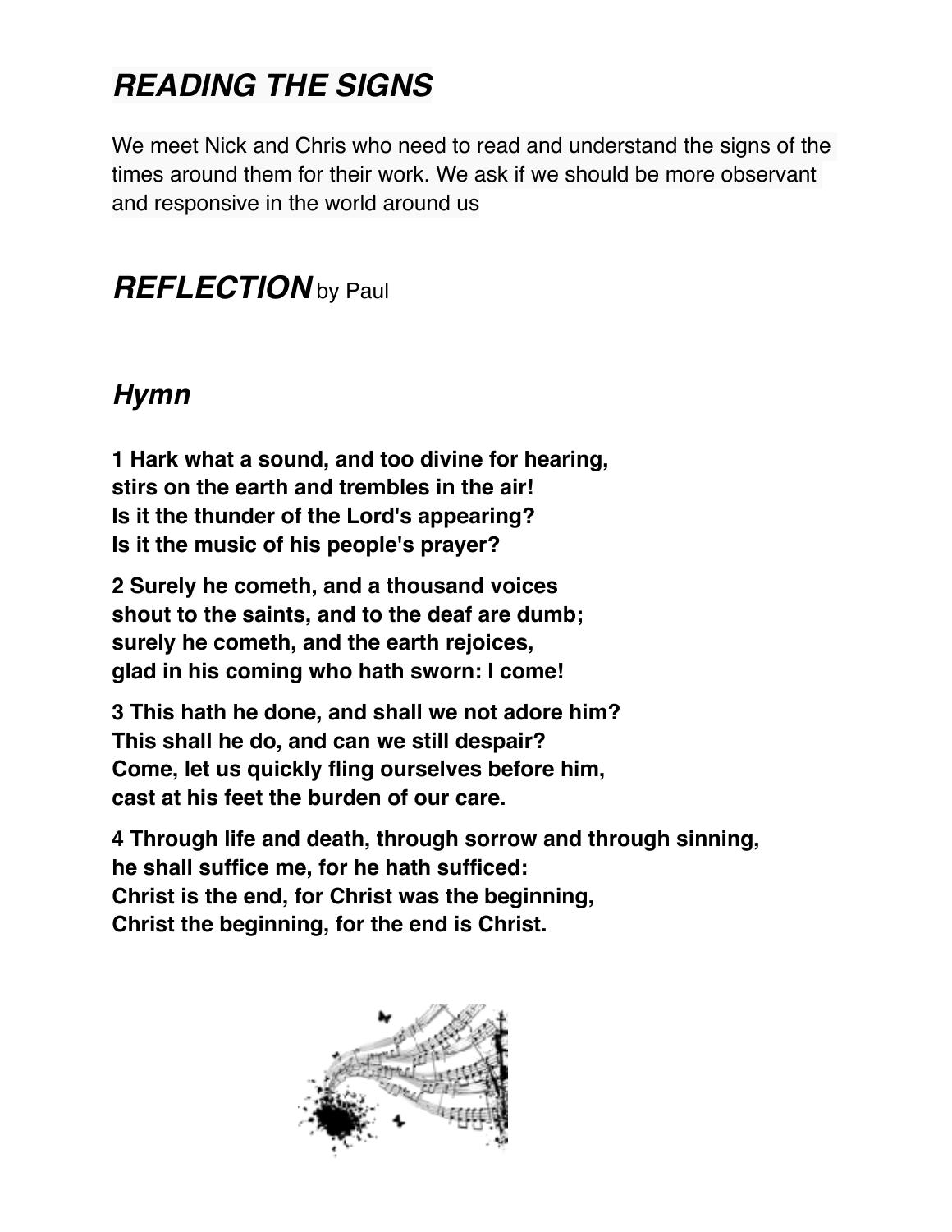## *READING THE SIGNS*

We meet Nick and Chris who need to read and understand the signs of the times around them for their work. We ask if we should be more observant and responsive in the world around us

## *REFLECTION* by Paul

### *Hymn*

**1 Hark what a sound, and too divine for hearing,
stirs on the earth and trembles in the air!
Is it the thunder of the Lord's appearing?
Is it the music of his people's prayer?**

**2 Surely he cometh, and a thousand voices
shout to the saints, and to the deaf are dumb;
surely he cometh, and the earth rejoices,
glad in his coming who hath sworn: I come!**

**3 This hath he done, and shall we not adore him?
This shall he do, and can we still despair?
Come, let us quickly fling ourselves before him,
cast at his feet the burden of our care.**

**4 Through life and death, through sorrow and through sinning,
he shall suffice me, for he hath sufficed:
Christ is the end, for Christ was the beginning,
Christ the beginning, for the end is Christ.**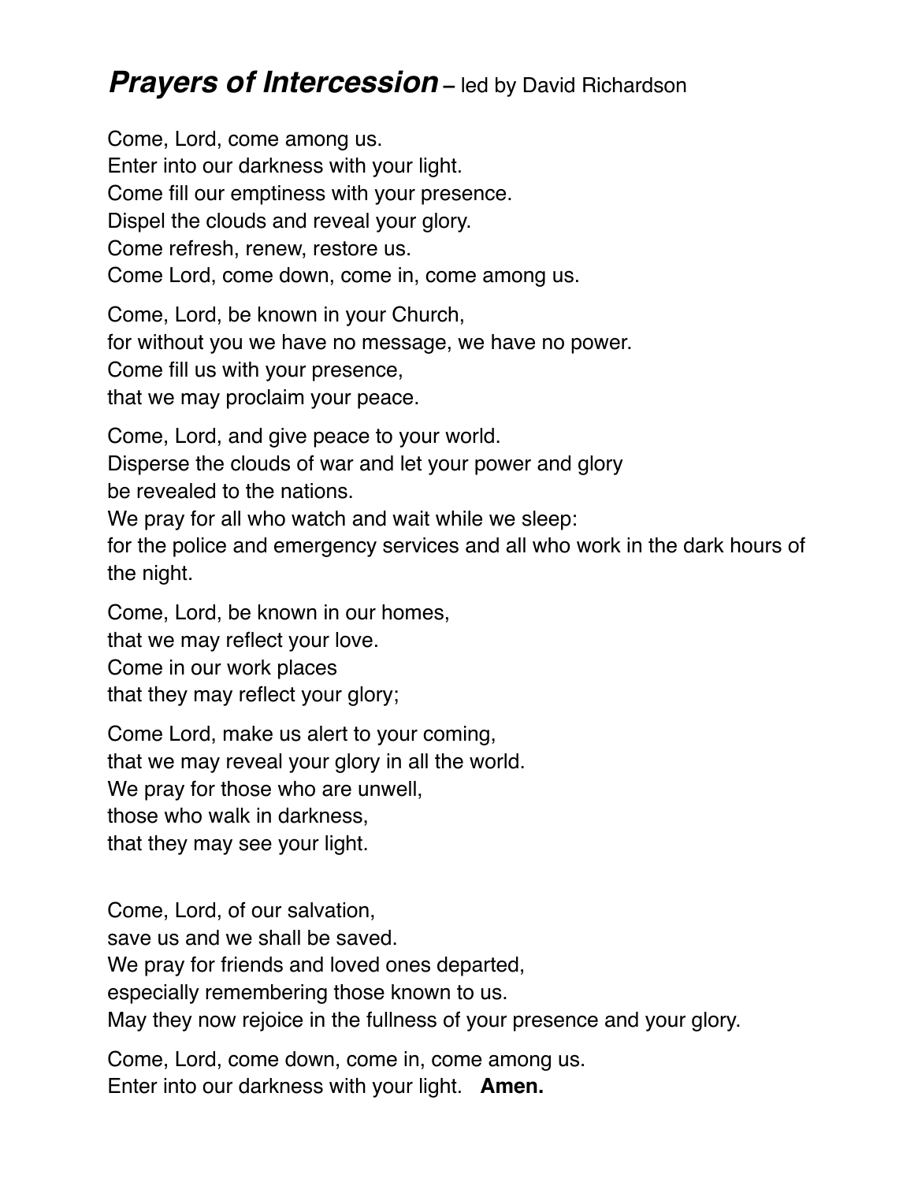## ***Prayers of Intercession*** – led by David Richardson

Come, Lord, come among us.
Enter into our darkness with your light.
Come fill our emptiness with your presence.
Dispel the clouds and reveal your glory.
Come refresh, renew, restore us.
Come Lord, come down, come in, come among us.

Come, Lord, be known in your Church,
for without you we have no message, we have no power.
Come fill us with your presence,
that we may proclaim your peace.

Come, Lord, and give peace to your world.
Disperse the clouds of war and let your power and glory
be revealed to the nations.
We pray for all who watch and wait while we sleep:
for the police and emergency services and all who work in the dark hours of the night.

Come, Lord, be known in our homes,
that we may reflect your love.
Come in our work places
that they may reflect your glory;

Come Lord, make us alert to your coming,
that we may reveal your glory in all the world.
We pray for those who are unwell,
those who walk in darkness,
that they may see your light.

Come, Lord, of our salvation,
save us and we shall be saved.
We pray for friends and loved ones departed,
especially remembering those known to us.
May they now rejoice in the fullness of your presence and your glory.

Come, Lord, come down, come in, come among us.
Enter into our darkness with your light. **Amen.**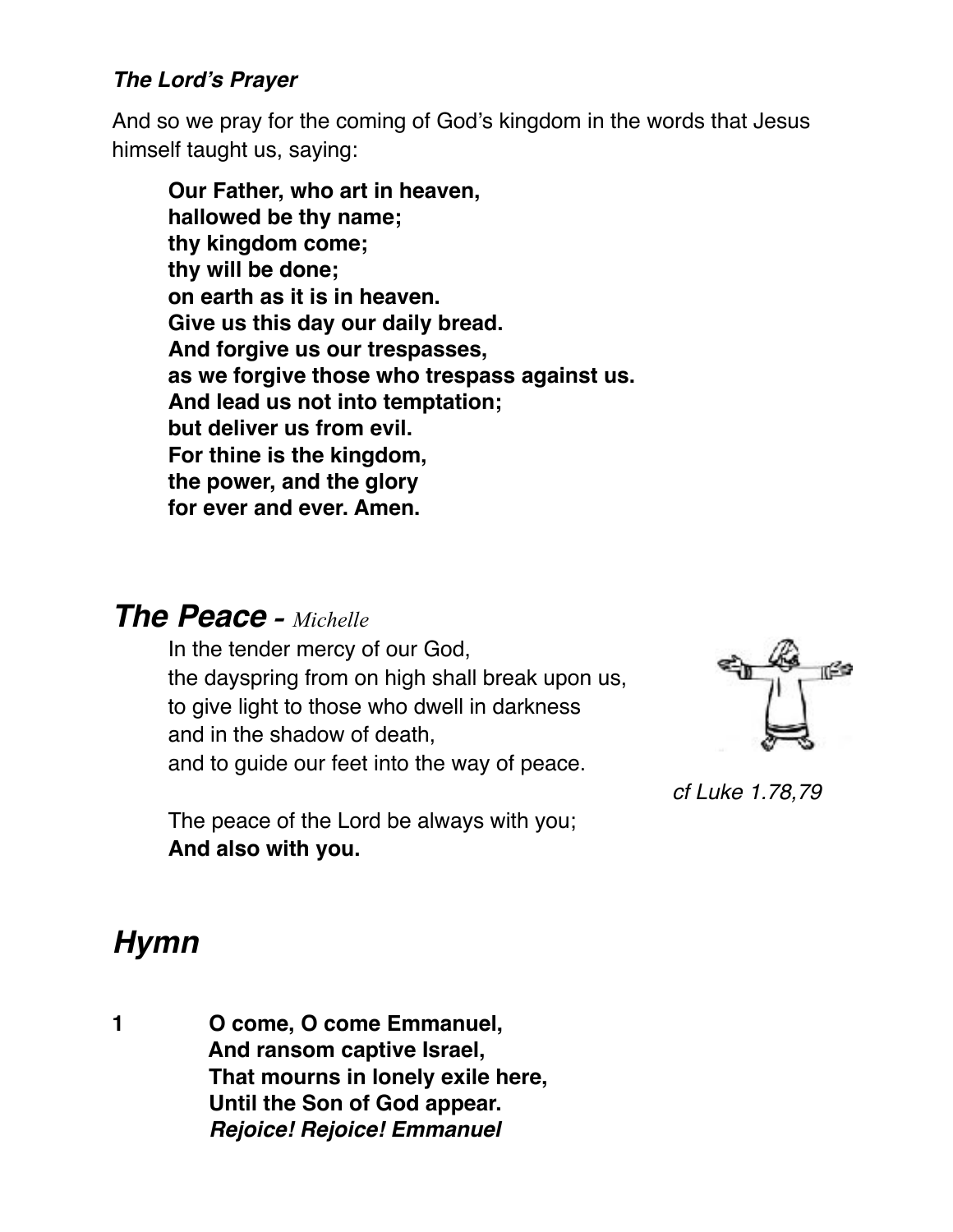***The Lord's Prayer***

And so we pray for the coming of God's kingdom in the words that Jesus himself taught us, saying:

> **Our Father, who art in heaven,**
> **hallowed be thy name;**
> **thy kingdom come;**
> **thy will be done;**
> **on earth as it is in heaven.**
> **Give us this day our daily bread.**
> **And forgive us our trespasses,**
> **as we forgive those who trespass against us.**
> **And lead us not into temptation;**
> **but deliver us from evil.**
> **For thine is the kingdom,**
> **the power, and the glory**
> **for ever and ever. Amen.**

## ***The Peace** - Michelle*

> In the tender mercy of our God,
> the dayspring from on high shall break upon us,
> to give light to those who dwell in darkness
> and in the shadow of death,
> and to guide our feet into the way of peace.

*cf Luke 1.78,79*

> The peace of the Lord be always with you;
> **And also with you.**

## ***Hymn***

**1** **O come, O come Emmanuel,**
**And ransom captive Israel,**
**That mourns in lonely exile here,**
**Until the Son of God appear.**
***Rejoice! Rejoice! Emmanuel***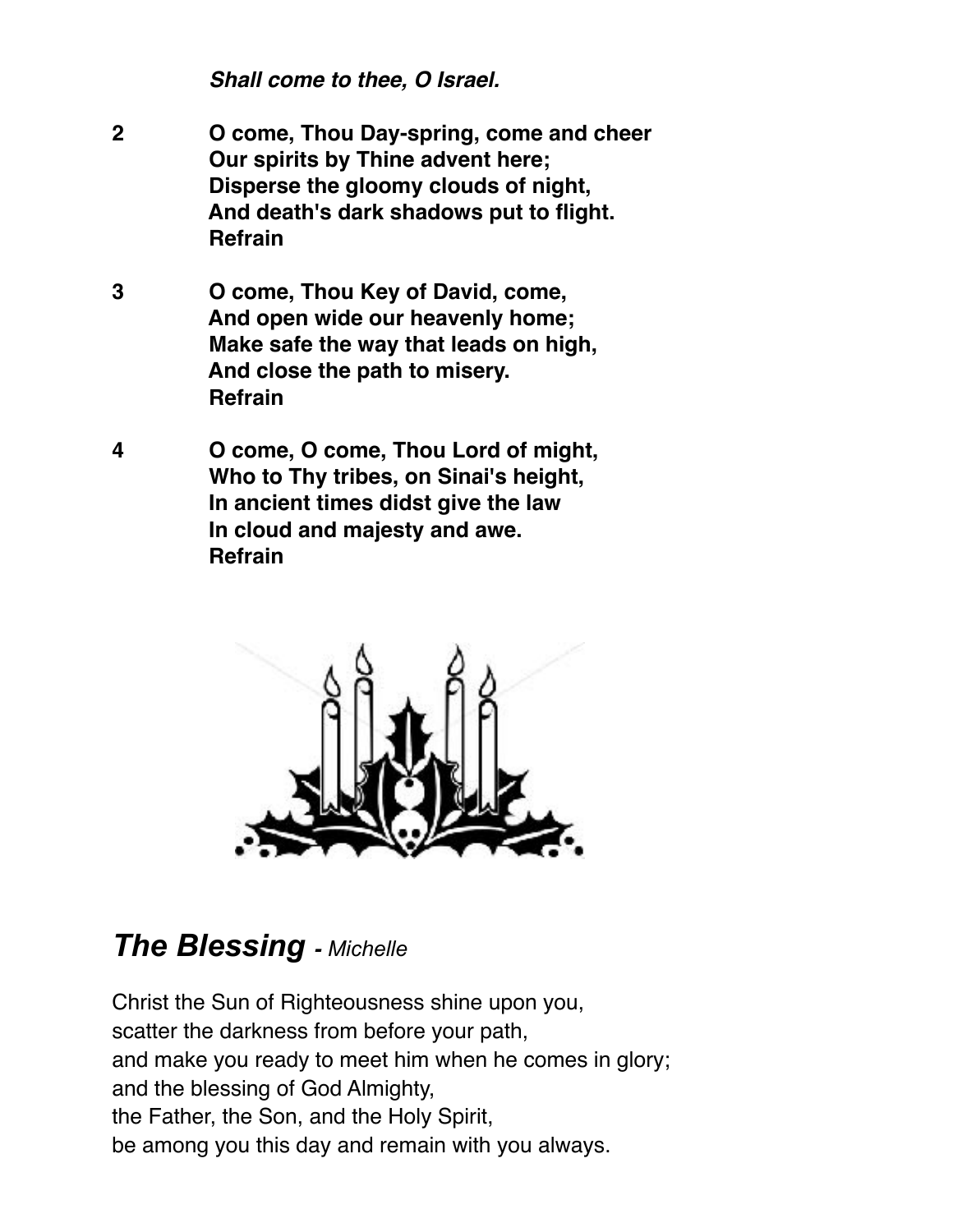***Shall come to thee, O Israel.***

2 **O come, Thou Day-spring, come and cheer**
**Our spirits by Thine advent here;**
**Disperse the gloomy clouds of night,**
**And death's dark shadows put to flight.**
**Refrain**

3 **O come, Thou Key of David, come,**
**And open wide our heavenly home;**
**Make safe the way that leads on high,**
**And close the path to misery.**
**Refrain**

4 **O come, O come, Thou Lord of might,**
**Who to Thy tribes, on Sinai's height,**
**In ancient times didst give the law**
**In cloud and majesty and awe.**
**Refrain**

## ***The Blessing** - Michelle*

Christ the Sun of Righteousness shine upon you,
scatter the darkness from before your path,
and make you ready to meet him when he comes in glory;
and the blessing of God Almighty,
the Father, the Son, and the Holy Spirit,
be among you this day and remain with you always.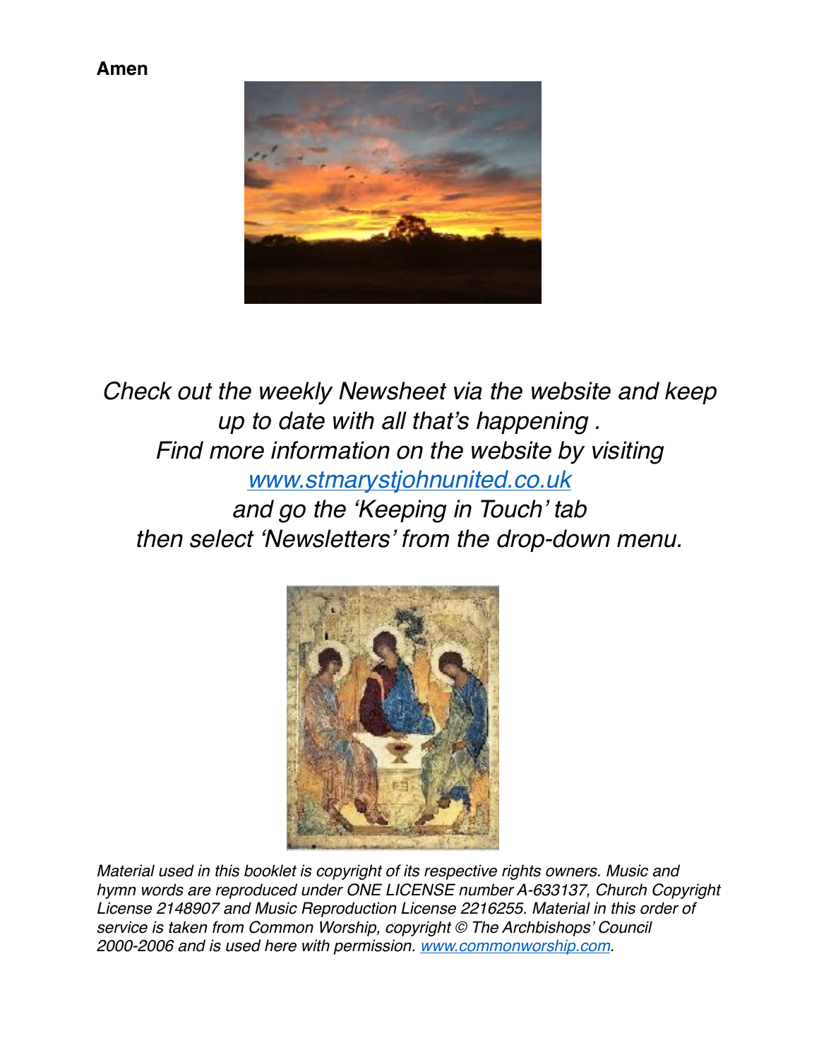**Amen**

*Check out the weekly Newsheet via the website and keep up to date with all that's happening .*
*Find more information on the website by visiting*
*[www.stmarystjohnunited.co.uk](http://www.stmarystjohnunited.co.uk)*
*and go the 'Keeping in Touch' tab*
*then select 'Newsletters' from the drop-down menu.*

*Material used in this booklet is copyright of its respective rights owners. Music and hymn words are reproduced under ONE LICENSE number A-633137, Church Copyright License 2148907 and Music Reproduction License 2216255. Material in this order of service is taken from Common Worship, copyright © The Archbishops' Council 2000-2006 and is used here with permission. [www.commonworship.com](http://www.commonworship.com).*